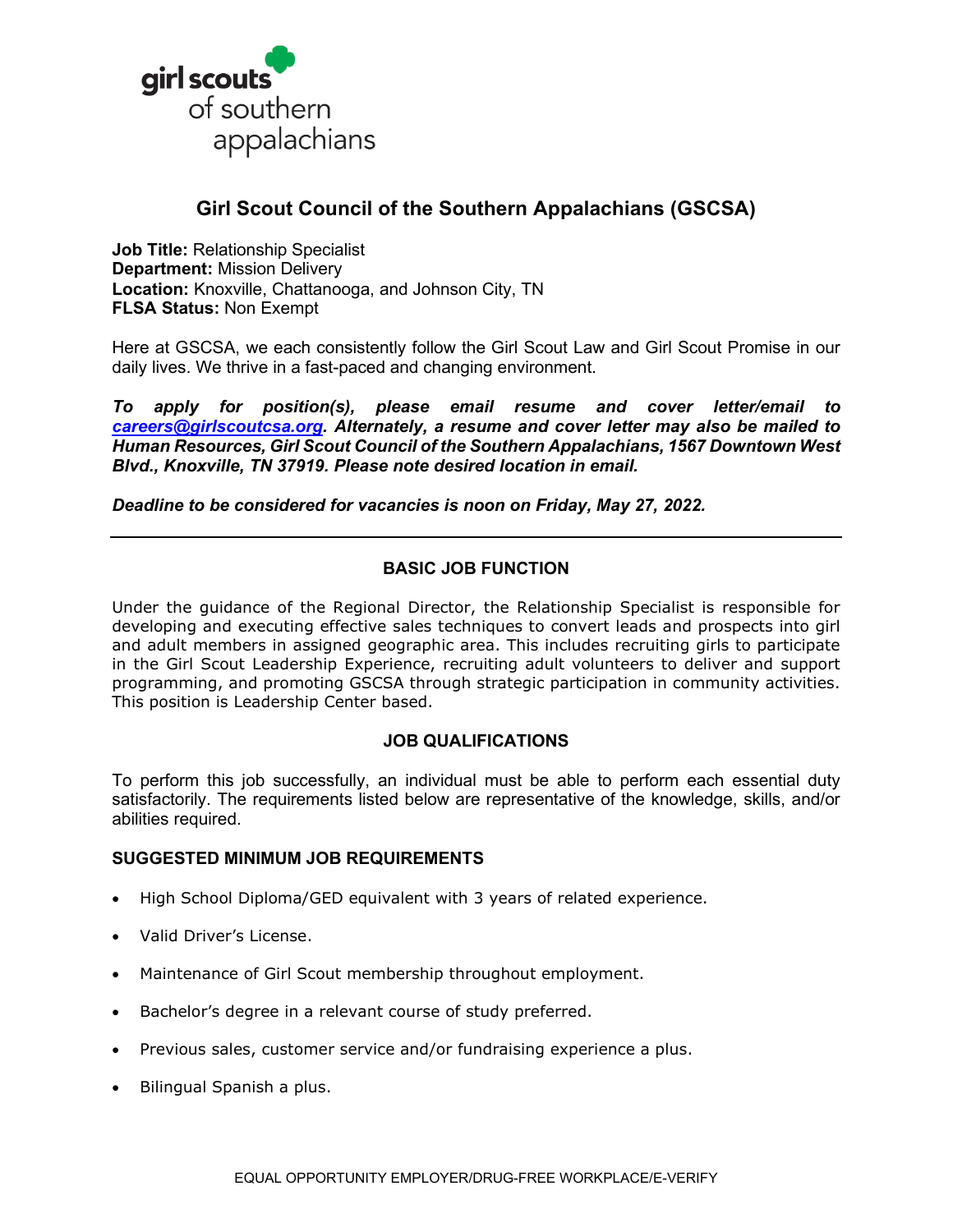girl scouts of southern appalachians

# Girl Scout Council of the Southern Appalachians (GSCSA)

**Job Title:** Relationship Specialist
**Department:** Mission Delivery
**Location:** Knoxville, Chattanooga, and Johnson City, TN
**FLSA Status:** Non Exempt

Here at GSCSA, we each consistently follow the Girl Scout Law and Girl Scout Promise in our daily lives. We thrive in a fast-paced and changing environment.

***To apply for position(s), please email resume and cover letter/email to [careers@girlscoutcsa.org](mailto:careers@girlscoutcsa.org). Alternately, a resume and cover letter may also be mailed to Human Resources, Girl Scout Council of the Southern Appalachians, 1567 Downtown West Blvd., Knoxville, TN 37919. Please note desired location in email.***

***Deadline to be considered for vacancies is noon on Friday, May 27, 2022.***

---

## BASIC JOB FUNCTION

Under the guidance of the Regional Director, the Relationship Specialist is responsible for developing and executing effective sales techniques to convert leads and prospects into girl and adult members in assigned geographic area. This includes recruiting girls to participate in the Girl Scout Leadership Experience, recruiting adult volunteers to deliver and support programming, and promoting GSCSA through strategic participation in community activities. This position is Leadership Center based.

## JOB QUALIFICATIONS

To perform this job successfully, an individual must be able to perform each essential duty satisfactorily. The requirements listed below are representative of the knowledge, skills, and/or abilities required.

### SUGGESTED MINIMUM JOB REQUIREMENTS

- High School Diploma/GED equivalent with 3 years of related experience.
- Valid Driver's License.
- Maintenance of Girl Scout membership throughout employment.
- Bachelor's degree in a relevant course of study preferred.
- Previous sales, customer service and/or fundraising experience a plus.
- Bilingual Spanish a plus.

EQUAL OPPORTUNITY EMPLOYER/DRUG-FREE WORKPLACE/E-VERIFY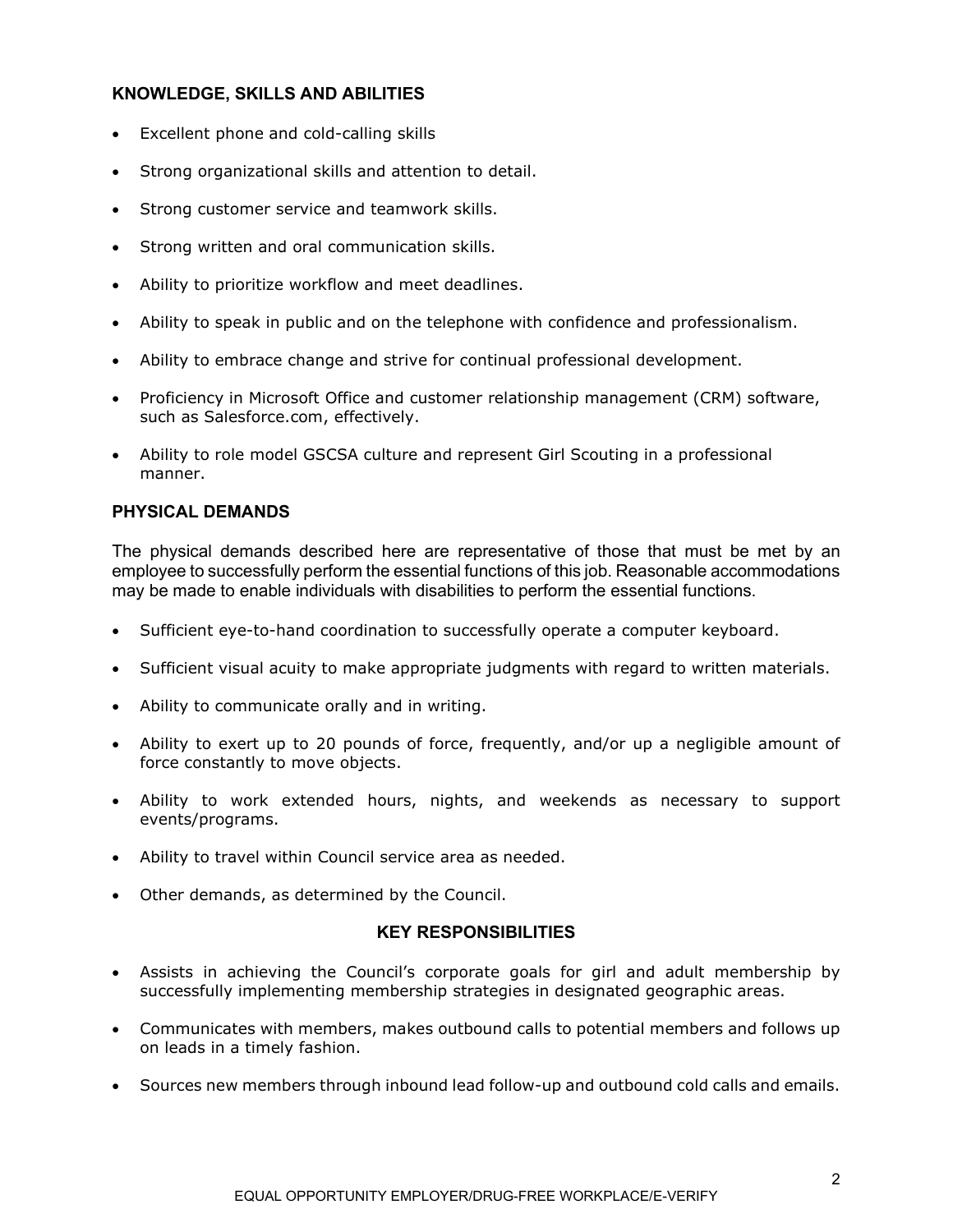## KNOWLEDGE, SKILLS AND ABILITIES

- Excellent phone and cold-calling skills
- Strong organizational skills and attention to detail.
- Strong customer service and teamwork skills.
- Strong written and oral communication skills.
- Ability to prioritize workflow and meet deadlines.
- Ability to speak in public and on the telephone with confidence and professionalism.
- Ability to embrace change and strive for continual professional development.
- Proficiency in Microsoft Office and customer relationship management (CRM) software, such as Salesforce.com, effectively.
- Ability to role model GSCSA culture and represent Girl Scouting in a professional manner.

## PHYSICAL DEMANDS

The physical demands described here are representative of those that must be met by an employee to successfully perform the essential functions of this job. Reasonable accommodations may be made to enable individuals with disabilities to perform the essential functions.

- Sufficient eye-to-hand coordination to successfully operate a computer keyboard.
- Sufficient visual acuity to make appropriate judgments with regard to written materials.
- Ability to communicate orally and in writing.
- Ability to exert up to 20 pounds of force, frequently, and/or up a negligible amount of force constantly to move objects.
- Ability to work extended hours, nights, and weekends as necessary to support events/programs.
- Ability to travel within Council service area as needed.
- Other demands, as determined by the Council.

## KEY RESPONSIBILITIES

- Assists in achieving the Council's corporate goals for girl and adult membership by successfully implementing membership strategies in designated geographic areas.
- Communicates with members, makes outbound calls to potential members and follows up on leads in a timely fashion.
- Sources new members through inbound lead follow-up and outbound cold calls and emails.

EQUAL OPPORTUNITY EMPLOYER/DRUG-FREE WORKPLACE/E-VERIFY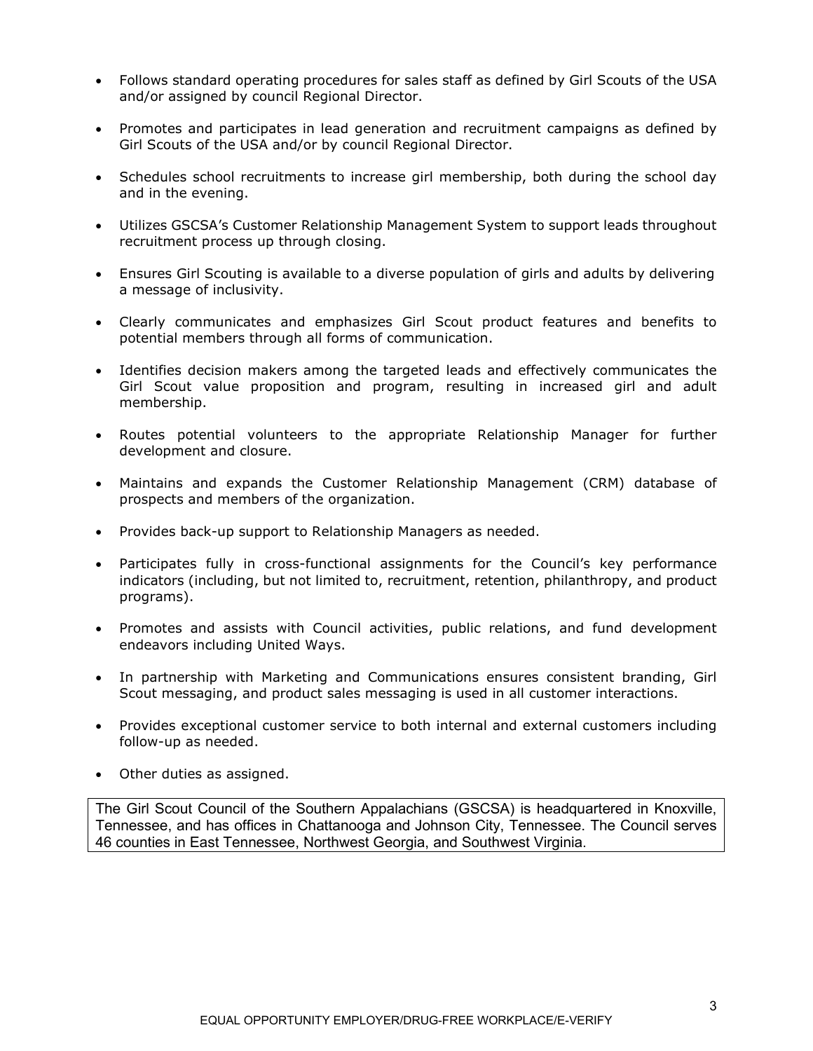- Follows standard operating procedures for sales staff as defined by Girl Scouts of the USA and/or assigned by council Regional Director.
- Promotes and participates in lead generation and recruitment campaigns as defined by Girl Scouts of the USA and/or by council Regional Director.
- Schedules school recruitments to increase girl membership, both during the school day and in the evening.
- Utilizes GSCSA's Customer Relationship Management System to support leads throughout recruitment process up through closing.
- Ensures Girl Scouting is available to a diverse population of girls and adults by delivering a message of inclusivity.
- Clearly communicates and emphasizes Girl Scout product features and benefits to potential members through all forms of communication.
- Identifies decision makers among the targeted leads and effectively communicates the Girl Scout value proposition and program, resulting in increased girl and adult membership.
- Routes potential volunteers to the appropriate Relationship Manager for further development and closure.
- Maintains and expands the Customer Relationship Management (CRM) database of prospects and members of the organization.
- Provides back-up support to Relationship Managers as needed.
- Participates fully in cross-functional assignments for the Council's key performance indicators (including, but not limited to, recruitment, retention, philanthropy, and product programs).
- Promotes and assists with Council activities, public relations, and fund development endeavors including United Ways.
- In partnership with Marketing and Communications ensures consistent branding, Girl Scout messaging, and product sales messaging is used in all customer interactions.
- Provides exceptional customer service to both internal and external customers including follow-up as needed.
- Other duties as assigned.

The Girl Scout Council of the Southern Appalachians (GSCSA) is headquartered in Knoxville, Tennessee, and has offices in Chattanooga and Johnson City, Tennessee. The Council serves 46 counties in East Tennessee, Northwest Georgia, and Southwest Virginia.

EQUAL OPPORTUNITY EMPLOYER/DRUG-FREE WORKPLACE/E-VERIFY